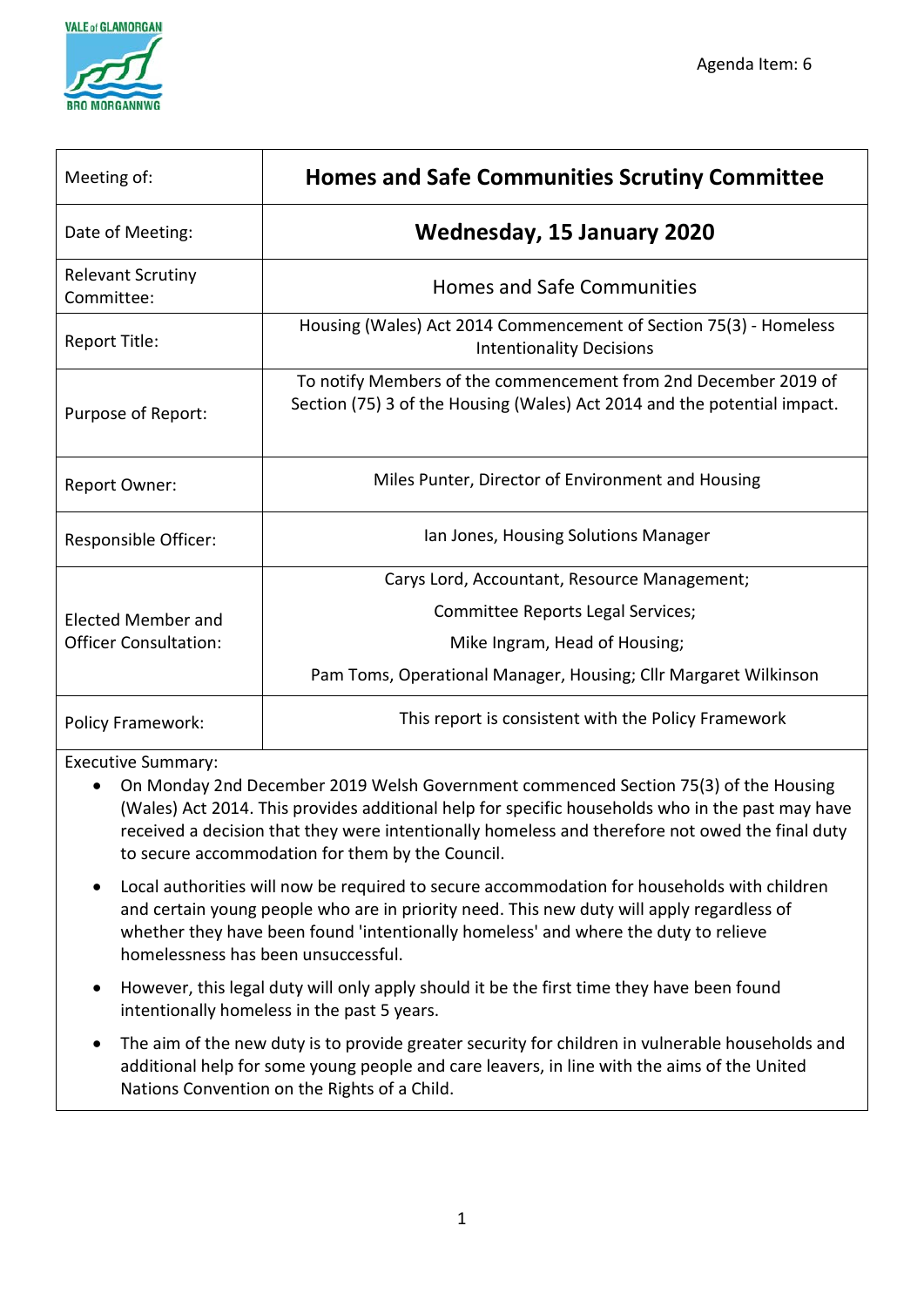Agenda Item: 6

| Meeting of: | **Homes and Safe Communities Scrutiny Committee** |
|---|---|
| Date of Meeting: | **Wednesday, 15 January 2020** |
| Relevant Scrutiny Committee: | Homes and Safe Communities |
| Report Title: | Housing (Wales) Act 2014 Commencement of Section 75(3) - Homeless Intentionality Decisions |
| Purpose of Report: | To notify Members of the commencement from 2nd December 2019 of Section (75) 3 of the Housing (Wales) Act 2014 and the potential impact. |
| Report Owner: | Miles Punter, Director of Environment and Housing |
| Responsible Officer: | Ian Jones, Housing Solutions Manager |
| Elected Member and Officer Consultation: | Carys Lord, Accountant, Resource Management; Committee Reports Legal Services; Mike Ingram, Head of Housing; Pam Toms, Operational Manager, Housing; Cllr Margaret Wilkinson |
| Policy Framework: | This report is consistent with the Policy Framework |

Executive Summary:

- On Monday 2nd December 2019 Welsh Government commenced Section 75(3) of the Housing (Wales) Act 2014. This provides additional help for specific households who in the past may have received a decision that they were intentionally homeless and therefore not owed the final duty to secure accommodation for them by the Council.
- Local authorities will now be required to secure accommodation for households with children and certain young people who are in priority need. This new duty will apply regardless of whether they have been found 'intentionally homeless' and where the duty to relieve homelessness has been unsuccessful.
- However, this legal duty will only apply should it be the first time they have been found intentionally homeless in the past 5 years.
- The aim of the new duty is to provide greater security for children in vulnerable households and additional help for some young people and care leavers, in line with the aims of the United Nations Convention on the Rights of a Child.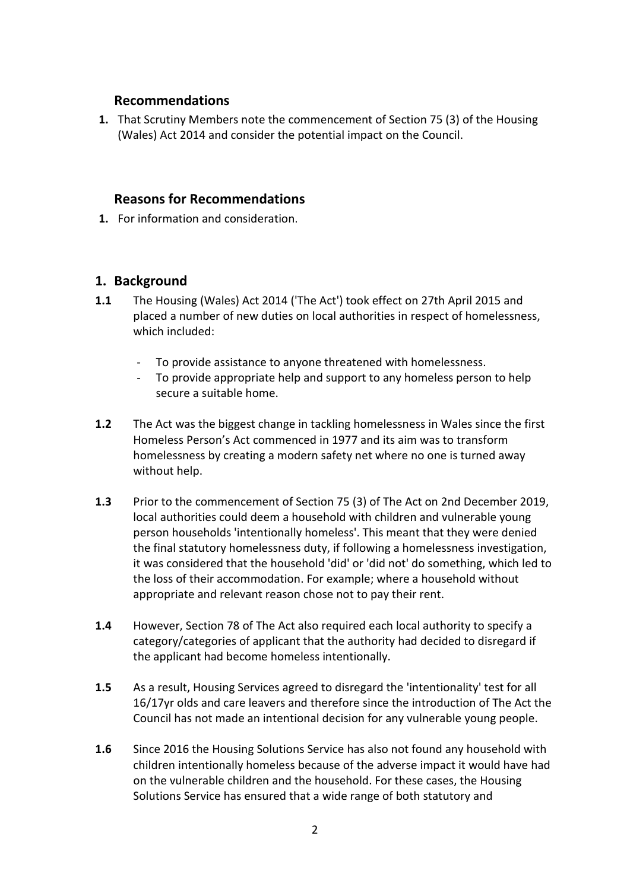## Recommendations

1. That Scrutiny Members note the commencement of Section 75 (3) of the Housing (Wales) Act 2014 and consider the potential impact on the Council.

## Reasons for Recommendations

1. For information and consideration.

## 1. Background

**1.1** The Housing (Wales) Act 2014 ('The Act') took effect on 27th April 2015 and placed a number of new duties on local authorities in respect of homelessness, which included:

- To provide assistance to anyone threatened with homelessness.
- To provide appropriate help and support to any homeless person to help secure a suitable home.

**1.2** The Act was the biggest change in tackling homelessness in Wales since the first Homeless Person's Act commenced in 1977 and its aim was to transform homelessness by creating a modern safety net where no one is turned away without help.

**1.3** Prior to the commencement of Section 75 (3) of The Act on 2nd December 2019, local authorities could deem a household with children and vulnerable young person households 'intentionally homeless'. This meant that they were denied the final statutory homelessness duty, if following a homelessness investigation, it was considered that the household 'did' or 'did not' do something, which led to the loss of their accommodation. For example; where a household without appropriate and relevant reason chose not to pay their rent.

**1.4** However, Section 78 of The Act also required each local authority to specify a category/categories of applicant that the authority had decided to disregard if the applicant had become homeless intentionally.

**1.5** As a result, Housing Services agreed to disregard the 'intentionality' test for all 16/17yr olds and care leavers and therefore since the introduction of The Act the Council has not made an intentional decision for any vulnerable young people.

**1.6** Since 2016 the Housing Solutions Service has also not found any household with children intentionally homeless because of the adverse impact it would have had on the vulnerable children and the household. For these cases, the Housing Solutions Service has ensured that a wide range of both statutory and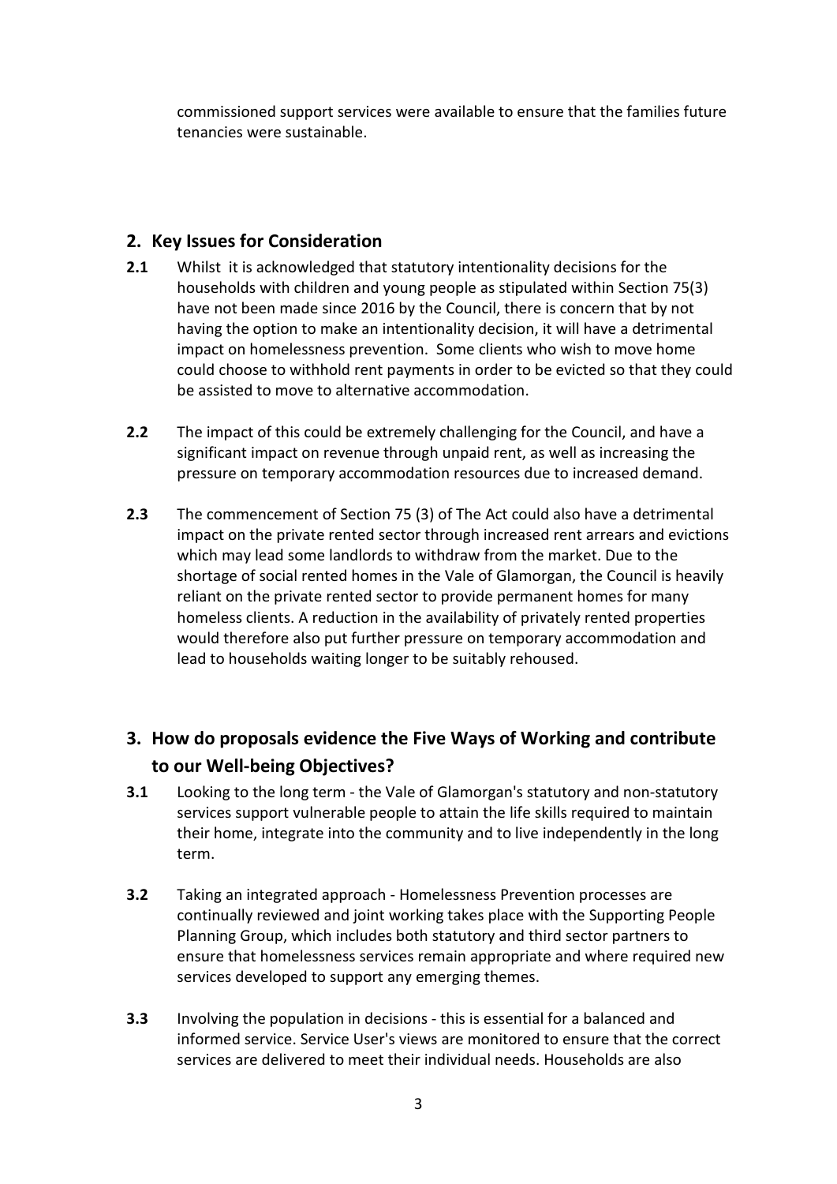commissioned support services were available to ensure that the families future tenancies were sustainable.

## 2. Key Issues for Consideration

**2.1** Whilst it is acknowledged that statutory intentionality decisions for the households with children and young people as stipulated within Section 75(3) have not been made since 2016 by the Council, there is concern that by not having the option to make an intentionality decision, it will have a detrimental impact on homelessness prevention. Some clients who wish to move home could choose to withhold rent payments in order to be evicted so that they could be assisted to move to alternative accommodation.

**2.2** The impact of this could be extremely challenging for the Council, and have a significant impact on revenue through unpaid rent, as well as increasing the pressure on temporary accommodation resources due to increased demand.

**2.3** The commencement of Section 75 (3) of The Act could also have a detrimental impact on the private rented sector through increased rent arrears and evictions which may lead some landlords to withdraw from the market. Due to the shortage of social rented homes in the Vale of Glamorgan, the Council is heavily reliant on the private rented sector to provide permanent homes for many homeless clients. A reduction in the availability of privately rented properties would therefore also put further pressure on temporary accommodation and lead to households waiting longer to be suitably rehoused.

## 3. How do proposals evidence the Five Ways of Working and contribute to our Well-being Objectives?

**3.1** Looking to the long term - the Vale of Glamorgan's statutory and non-statutory services support vulnerable people to attain the life skills required to maintain their home, integrate into the community and to live independently in the long term.

**3.2** Taking an integrated approach - Homelessness Prevention processes are continually reviewed and joint working takes place with the Supporting People Planning Group, which includes both statutory and third sector partners to ensure that homelessness services remain appropriate and where required new services developed to support any emerging themes.

**3.3** Involving the population in decisions - this is essential for a balanced and informed service. Service User's views are monitored to ensure that the correct services are delivered to meet their individual needs. Households are also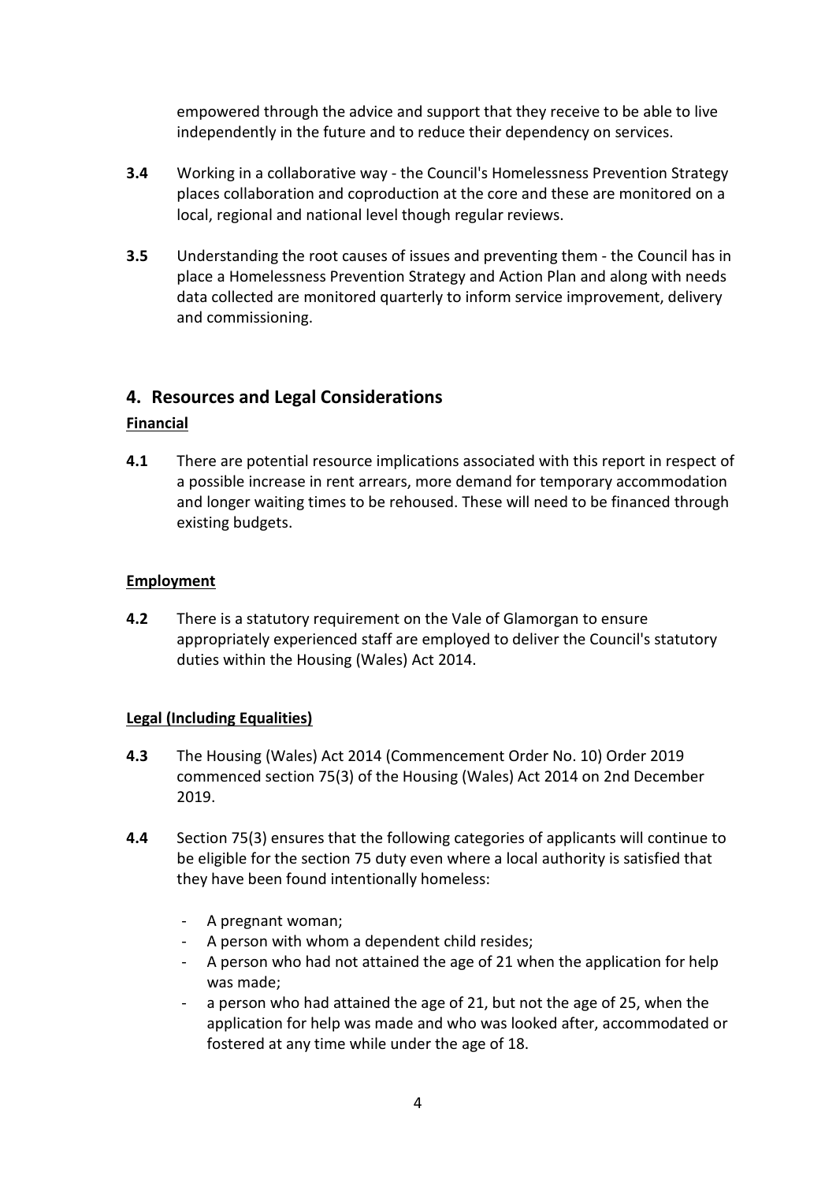empowered through the advice and support that they receive to be able to live independently in the future and to reduce their dependency on services.

**3.4** Working in a collaborative way - the Council's Homelessness Prevention Strategy places collaboration and coproduction at the core and these are monitored on a local, regional and national level though regular reviews.

**3.5** Understanding the root causes of issues and preventing them - the Council has in place a Homelessness Prevention Strategy and Action Plan and along with needs data collected are monitored quarterly to inform service improvement, delivery and commissioning.

## 4. Resources and Legal Considerations

**Financial**

**4.1** There are potential resource implications associated with this report in respect of a possible increase in rent arrears, more demand for temporary accommodation and longer waiting times to be rehoused. These will need to be financed through existing budgets.

**Employment**

**4.2** There is a statutory requirement on the Vale of Glamorgan to ensure appropriately experienced staff are employed to deliver the Council's statutory duties within the Housing (Wales) Act 2014.

**Legal (Including Equalities)**

**4.3** The Housing (Wales) Act 2014 (Commencement Order No. 10) Order 2019 commenced section 75(3) of the Housing (Wales) Act 2014 on 2nd December 2019.

**4.4** Section 75(3) ensures that the following categories of applicants will continue to be eligible for the section 75 duty even where a local authority is satisfied that they have been found intentionally homeless:

- A pregnant woman;
- A person with whom a dependent child resides;
- A person who had not attained the age of 21 when the application for help was made;
- a person who had attained the age of 21, but not the age of 25, when the application for help was made and who was looked after, accommodated or fostered at any time while under the age of 18.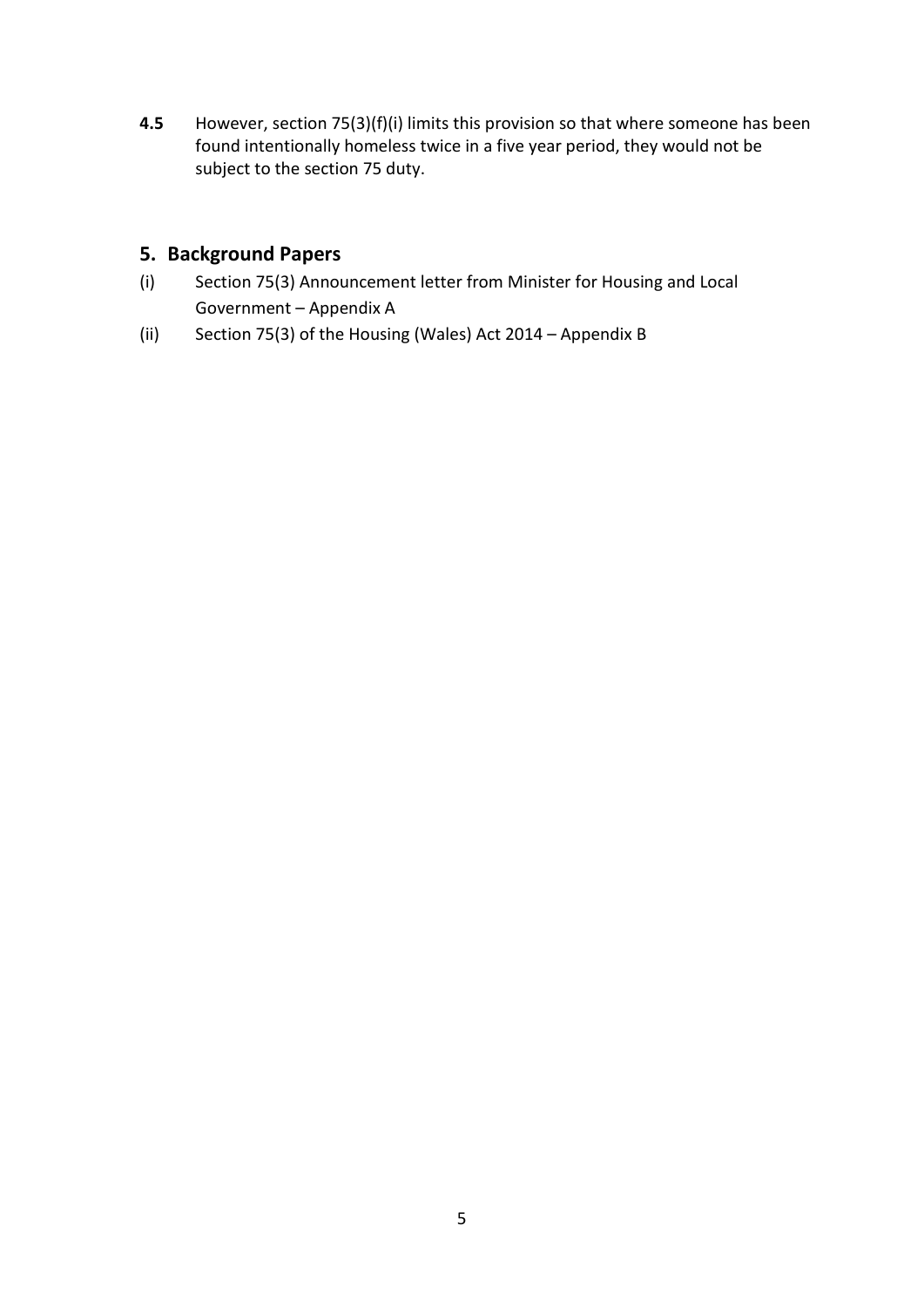**4.5** However, section 75(3)(f)(i) limits this provision so that where someone has been found intentionally homeless twice in a five year period, they would not be subject to the section 75 duty.

## 5. Background Papers

(i) Section 75(3) Announcement letter from Minister for Housing and Local Government – Appendix A

(ii) Section 75(3) of the Housing (Wales) Act 2014 – Appendix B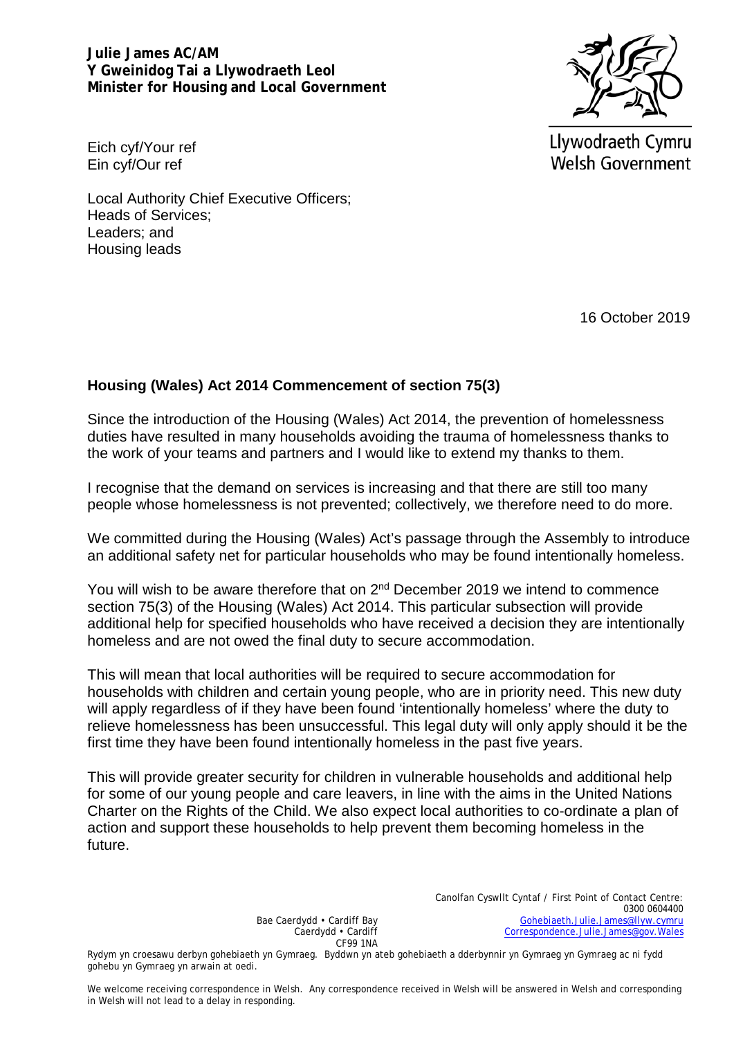**Julie James AC/AM**
**Y Gweinidog Tai a Llywodraeth Leol**
**Minister for Housing and Local Government**

Llywodraeth Cymru
Welsh Government

Eich cyf/Your ref
Ein cyf/Our ref

Local Authority Chief Executive Officers;
Heads of Services;
Leaders; and
Housing leads

16 October 2019

**Housing (Wales) Act 2014 Commencement of section 75(3)**

Since the introduction of the Housing (Wales) Act 2014, the prevention of homelessness duties have resulted in many households avoiding the trauma of homelessness thanks to the work of your teams and partners and I would like to extend my thanks to them.

I recognise that the demand on services is increasing and that there are still too many people whose homelessness is not prevented; collectively, we therefore need to do more.

We committed during the Housing (Wales) Act's passage through the Assembly to introduce an additional safety net for particular households who may be found intentionally homeless.

You will wish to be aware therefore that on 2nd December 2019 we intend to commence section 75(3) of the Housing (Wales) Act 2014. This particular subsection will provide additional help for specified households who have received a decision they are intentionally homeless and are not owed the final duty to secure accommodation.

This will mean that local authorities will be required to secure accommodation for households with children and certain young people, who are in priority need. This new duty will apply regardless of if they have been found 'intentionally homeless' where the duty to relieve homelessness has been unsuccessful. This legal duty will only apply should it be the first time they have been found intentionally homeless in the past five years.

This will provide greater security for children in vulnerable households and additional help for some of our young people and care leavers, in line with the aims in the United Nations Charter on the Rights of the Child. We also expect local authorities to co-ordinate a plan of action and support these households to help prevent them becoming homeless in the future.

Bae Caerdydd • Cardiff Bay
Caerdydd • Cardiff
CF99 1NA

Canolfan Cyswllt Cyntaf / First Point of Contact Centre:
0300 0604400
Gohebiaeth.Julie.James@llyw.cymru
Correspondence.Julie.James@gov.Wales

Rydym yn croesawu derbyn gohebiaeth yn Gymraeg. Byddwn yn ateb gohebiaeth a dderbynnir yn Gymraeg yn Gymraeg ac ni fydd gohebu yn Gymraeg yn arwain at oedi.

We welcome receiving correspondence in Welsh. Any correspondence received in Welsh will be answered in Welsh and corresponding in Welsh will not lead to a delay in responding.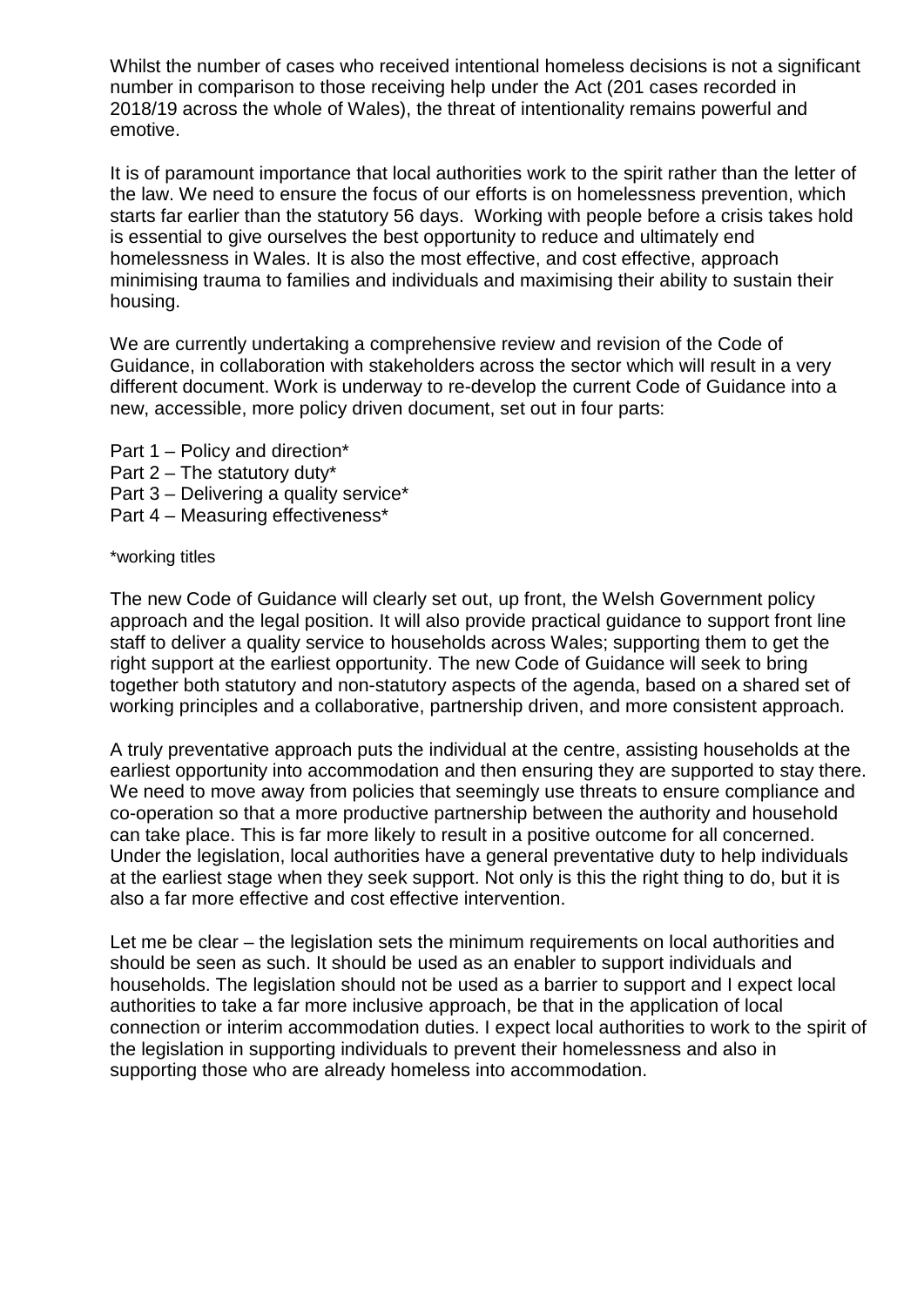Whilst the number of cases who received intentional homeless decisions is not a significant number in comparison to those receiving help under the Act (201 cases recorded in 2018/19 across the whole of Wales), the threat of intentionality remains powerful and emotive.

It is of paramount importance that local authorities work to the spirit rather than the letter of the law. We need to ensure the focus of our efforts is on homelessness prevention, which starts far earlier than the statutory 56 days. Working with people before a crisis takes hold is essential to give ourselves the best opportunity to reduce and ultimately end homelessness in Wales. It is also the most effective, and cost effective, approach minimising trauma to families and individuals and maximising their ability to sustain their housing.

We are currently undertaking a comprehensive review and revision of the Code of Guidance, in collaboration with stakeholders across the sector which will result in a very different document. Work is underway to re-develop the current Code of Guidance into a new, accessible, more policy driven document, set out in four parts:

Part 1 – Policy and direction*
Part 2 – The statutory duty*
Part 3 – Delivering a quality service*
Part 4 – Measuring effectiveness*

*working titles

The new Code of Guidance will clearly set out, up front, the Welsh Government policy approach and the legal position. It will also provide practical guidance to support front line staff to deliver a quality service to households across Wales; supporting them to get the right support at the earliest opportunity. The new Code of Guidance will seek to bring together both statutory and non-statutory aspects of the agenda, based on a shared set of working principles and a collaborative, partnership driven, and more consistent approach.

A truly preventative approach puts the individual at the centre, assisting households at the earliest opportunity into accommodation and then ensuring they are supported to stay there. We need to move away from policies that seemingly use threats to ensure compliance and co-operation so that a more productive partnership between the authority and household can take place. This is far more likely to result in a positive outcome for all concerned. Under the legislation, local authorities have a general preventative duty to help individuals at the earliest stage when they seek support. Not only is this the right thing to do, but it is also a far more effective and cost effective intervention.

Let me be clear – the legislation sets the minimum requirements on local authorities and should be seen as such. It should be used as an enabler to support individuals and households. The legislation should not be used as a barrier to support and I expect local authorities to take a far more inclusive approach, be that in the application of local connection or interim accommodation duties. I expect local authorities to work to the spirit of the legislation in supporting individuals to prevent their homelessness and also in supporting those who are already homeless into accommodation.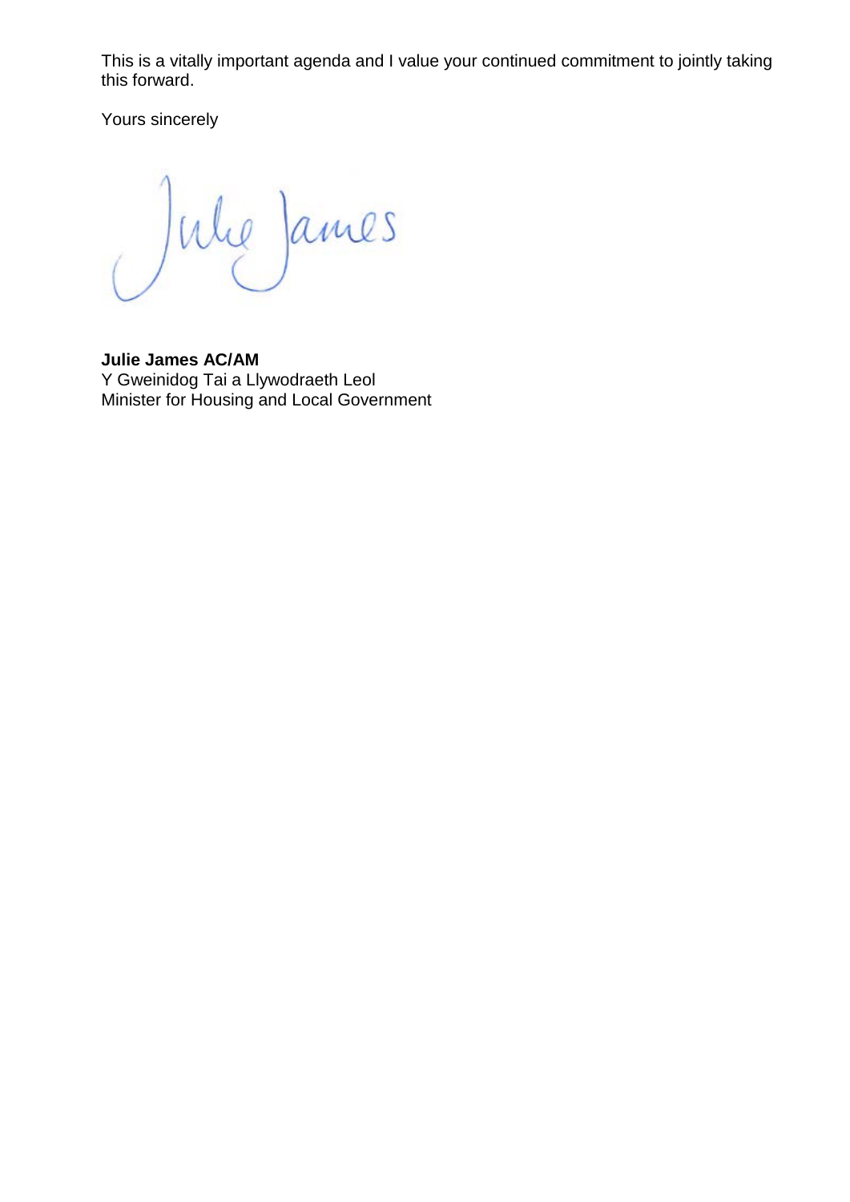This is a vitally important agenda and I value your continued commitment to jointly taking this forward.

Yours sincerely

**Julie James AC/AM**
Y Gweinidog Tai a Llywodraeth Leol
Minister for Housing and Local Government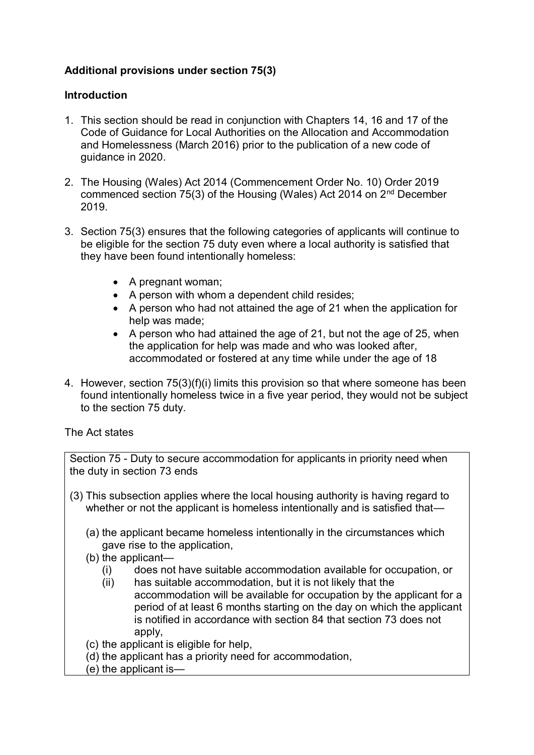**Additional provisions under section 75(3)**

**Introduction**

1. This section should be read in conjunction with Chapters 14, 16 and 17 of the Code of Guidance for Local Authorities on the Allocation and Accommodation and Homelessness (March 2016) prior to the publication of a new code of guidance in 2020.

2. The Housing (Wales) Act 2014 (Commencement Order No. 10) Order 2019 commenced section 75(3) of the Housing (Wales) Act 2014 on 2nd December 2019.

3. Section 75(3) ensures that the following categories of applicants will continue to be eligible for the section 75 duty even where a local authority is satisfied that they have been found intentionally homeless:

    - A pregnant woman;
    - A person with whom a dependent child resides;
    - A person who had not attained the age of 21 when the application for help was made;
    - A person who had attained the age of 21, but not the age of 25, when the application for help was made and who was looked after, accommodated or fostered at any time while under the age of 18

4. However, section 75(3)(f)(i) limits this provision so that where someone has been found intentionally homeless twice in a five year period, they would not be subject to the section 75 duty.

The Act states

> Section 75 - Duty to secure accommodation for applicants in priority need when the duty in section 73 ends
>
> (3) This subsection applies where the local housing authority is having regard to whether or not the applicant is homeless intentionally and is satisfied that—
>
> (a) the applicant became homeless intentionally in the circumstances which gave rise to the application,
>
> (b) the applicant—
>
> (i) does not have suitable accommodation available for occupation, or
>
> (ii) has suitable accommodation, but it is not likely that the accommodation will be available for occupation by the applicant for a period of at least 6 months starting on the day on which the applicant is notified in accordance with section 84 that section 73 does not apply,
>
> (c) the applicant is eligible for help,
>
> (d) the applicant has a priority need for accommodation,
>
> (e) the applicant is—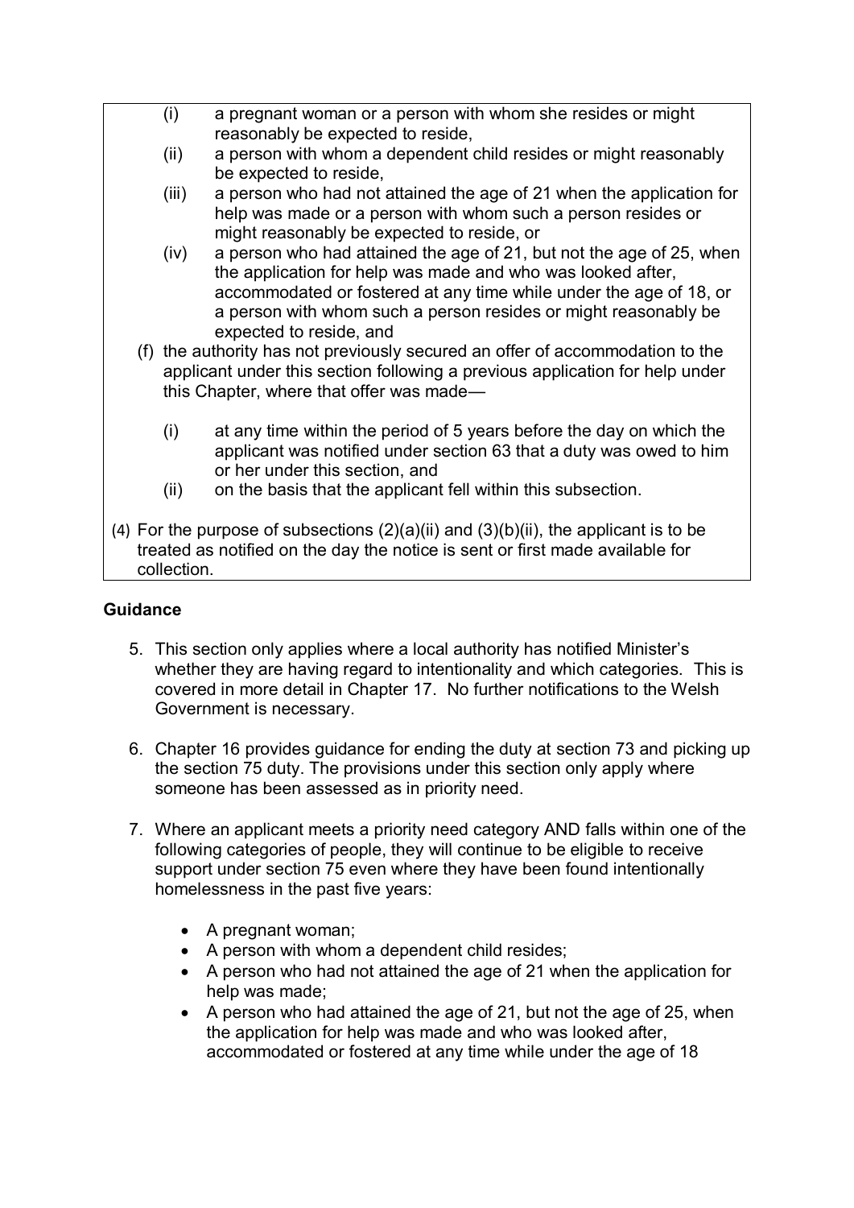(i) a pregnant woman or a person with whom she resides or might reasonably be expected to reside,

(ii) a person with whom a dependent child resides or might reasonably be expected to reside,

(iii) a person who had not attained the age of 21 when the application for help was made or a person with whom such a person resides or might reasonably be expected to reside, or

(iv) a person who had attained the age of 21, but not the age of 25, when the application for help was made and who was looked after, accommodated or fostered at any time while under the age of 18, or a person with whom such a person resides or might reasonably be expected to reside, and

(f) the authority has not previously secured an offer of accommodation to the applicant under this section following a previous application for help under this Chapter, where that offer was made—

(i) at any time within the period of 5 years before the day on which the applicant was notified under section 63 that a duty was owed to him or her under this section, and

(ii) on the basis that the applicant fell within this subsection.

(4) For the purpose of subsections (2)(a)(ii) and (3)(b)(ii), the applicant is to be treated as notified on the day the notice is sent or first made available for collection.

**Guidance**

5. This section only applies where a local authority has notified Minister's whether they are having regard to intentionality and which categories. This is covered in more detail in Chapter 17. No further notifications to the Welsh Government is necessary.

6. Chapter 16 provides guidance for ending the duty at section 73 and picking up the section 75 duty. The provisions under this section only apply where someone has been assessed as in priority need.

7. Where an applicant meets a priority need category AND falls within one of the following categories of people, they will continue to be eligible to receive support under section 75 even where they have been found intentionally homelessness in the past five years:

   - A pregnant woman;
   - A person with whom a dependent child resides;
   - A person who had not attained the age of 21 when the application for help was made;
   - A person who had attained the age of 21, but not the age of 25, when the application for help was made and who was looked after, accommodated or fostered at any time while under the age of 18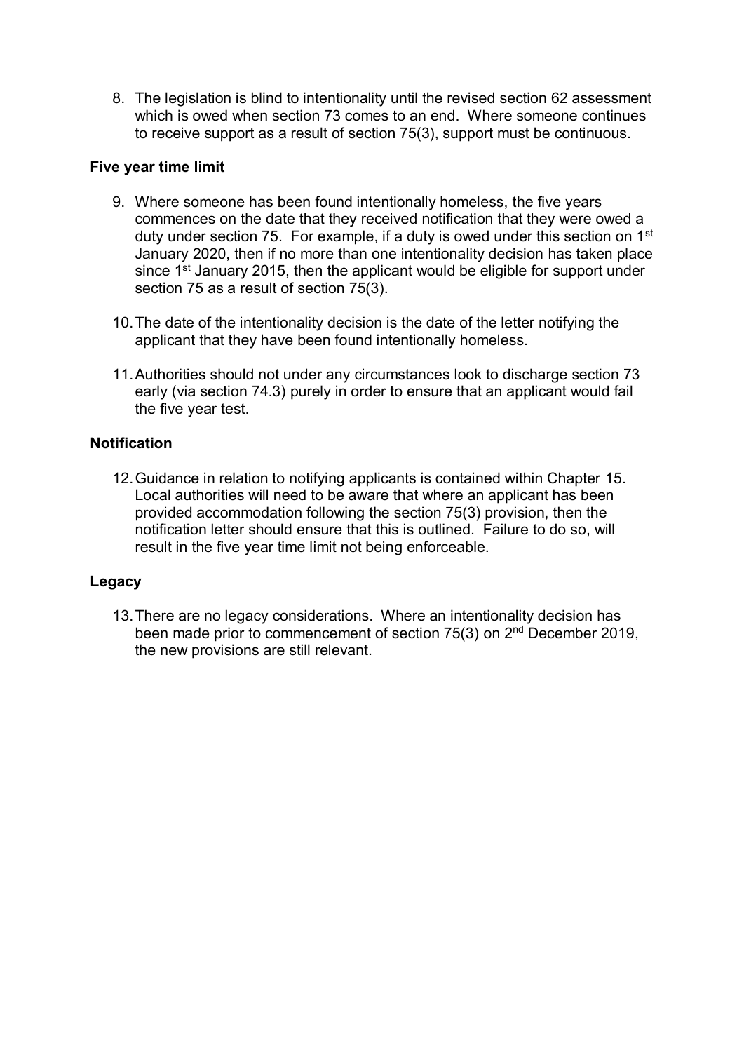8. The legislation is blind to intentionality until the revised section 62 assessment which is owed when section 73 comes to an end. Where someone continues to receive support as a result of section 75(3), support must be continuous.

**Five year time limit**

9. Where someone has been found intentionally homeless, the five years commences on the date that they received notification that they were owed a duty under section 75. For example, if a duty is owed under this section on 1st January 2020, then if no more than one intentionality decision has taken place since 1st January 2015, then the applicant would be eligible for support under section 75 as a result of section 75(3).

10. The date of the intentionality decision is the date of the letter notifying the applicant that they have been found intentionally homeless.

11. Authorities should not under any circumstances look to discharge section 73 early (via section 74.3) purely in order to ensure that an applicant would fail the five year test.

**Notification**

12. Guidance in relation to notifying applicants is contained within Chapter 15. Local authorities will need to be aware that where an applicant has been provided accommodation following the section 75(3) provision, then the notification letter should ensure that this is outlined. Failure to do so, will result in the five year time limit not being enforceable.

**Legacy**

13. There are no legacy considerations. Where an intentionality decision has been made prior to commencement of section 75(3) on 2nd December 2019, the new provisions are still relevant.